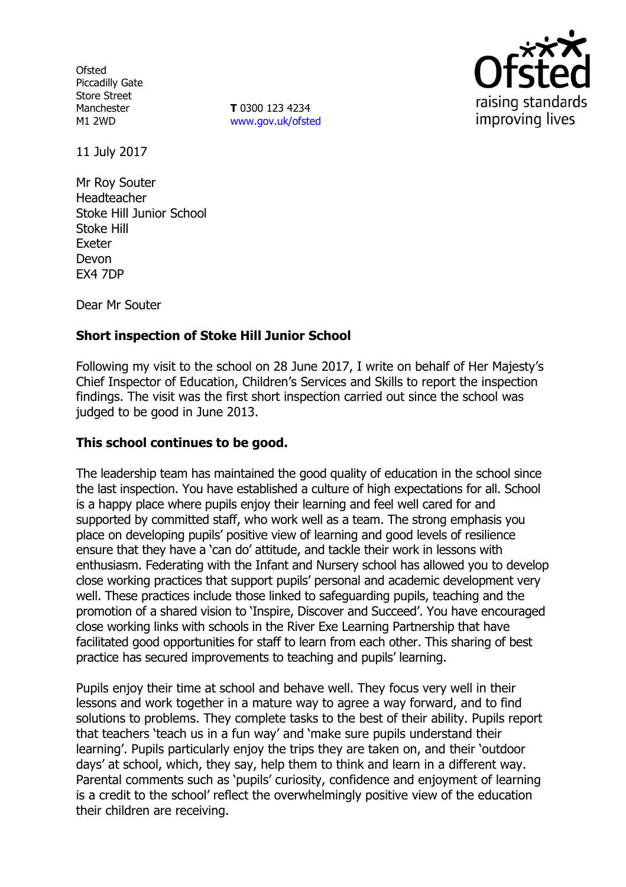Ofsted
Piccadilly Gate
Store Street
Manchester
M1 2WD

**T** 0300 123 4234
www.gov.uk/ofsted

11 July 2017

Mr Roy Souter
Headteacher
Stoke Hill Junior School
Stoke Hill
Exeter
Devon
EX4 7DP

Dear Mr Souter

**Short inspection of Stoke Hill Junior School**

Following my visit to the school on 28 June 2017, I write on behalf of Her Majesty's Chief Inspector of Education, Children's Services and Skills to report the inspection findings. The visit was the first short inspection carried out since the school was judged to be good in June 2013.

**This school continues to be good.**

The leadership team has maintained the good quality of education in the school since the last inspection. You have established a culture of high expectations for all. School is a happy place where pupils enjoy their learning and feel well cared for and supported by committed staff, who work well as a team. The strong emphasis you place on developing pupils' positive view of learning and good levels of resilience ensure that they have a 'can do' attitude, and tackle their work in lessons with enthusiasm. Federating with the Infant and Nursery school has allowed you to develop close working practices that support pupils' personal and academic development very well. These practices include those linked to safeguarding pupils, teaching and the promotion of a shared vision to 'Inspire, Discover and Succeed'. You have encouraged close working links with schools in the River Exe Learning Partnership that have facilitated good opportunities for staff to learn from each other. This sharing of best practice has secured improvements to teaching and pupils' learning.

Pupils enjoy their time at school and behave well. They focus very well in their lessons and work together in a mature way to agree a way forward, and to find solutions to problems. They complete tasks to the best of their ability. Pupils report that teachers 'teach us in a fun way' and 'make sure pupils understand their learning'. Pupils particularly enjoy the trips they are taken on, and their 'outdoor days' at school, which, they say, help them to think and learn in a different way. Parental comments such as 'pupils' curiosity, confidence and enjoyment of learning is a credit to the school' reflect the overwhelmingly positive view of the education their children are receiving.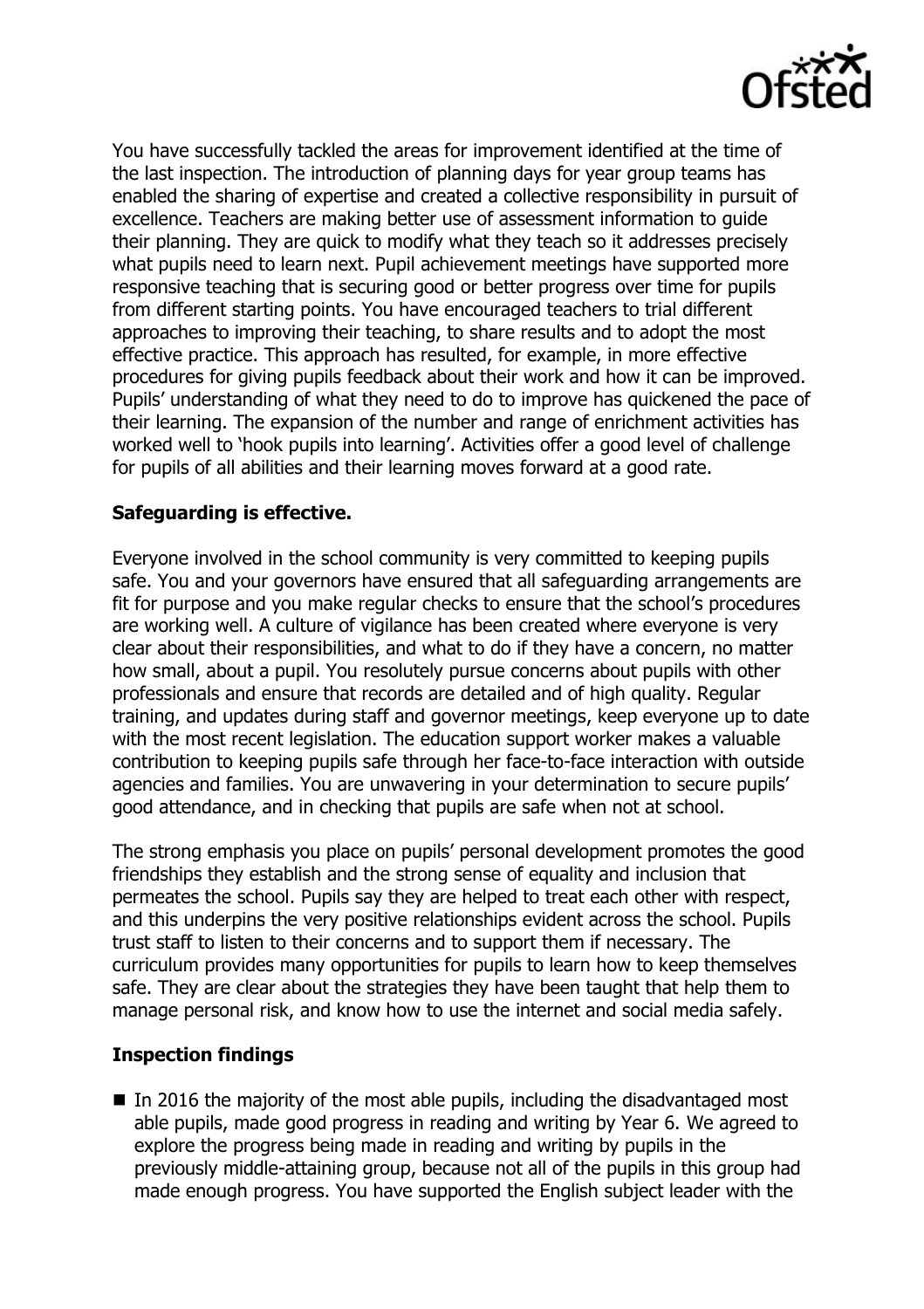You have successfully tackled the areas for improvement identified at the time of the last inspection. The introduction of planning days for year group teams has enabled the sharing of expertise and created a collective responsibility in pursuit of excellence. Teachers are making better use of assessment information to guide their planning. They are quick to modify what they teach so it addresses precisely what pupils need to learn next. Pupil achievement meetings have supported more responsive teaching that is securing good or better progress over time for pupils from different starting points. You have encouraged teachers to trial different approaches to improving their teaching, to share results and to adopt the most effective practice. This approach has resulted, for example, in more effective procedures for giving pupils feedback about their work and how it can be improved. Pupils' understanding of what they need to do to improve has quickened the pace of their learning. The expansion of the number and range of enrichment activities has worked well to 'hook pupils into learning'. Activities offer a good level of challenge for pupils of all abilities and their learning moves forward at a good rate.

**Safeguarding is effective.**

Everyone involved in the school community is very committed to keeping pupils safe. You and your governors have ensured that all safeguarding arrangements are fit for purpose and you make regular checks to ensure that the school's procedures are working well. A culture of vigilance has been created where everyone is very clear about their responsibilities, and what to do if they have a concern, no matter how small, about a pupil. You resolutely pursue concerns about pupils with other professionals and ensure that records are detailed and of high quality. Regular training, and updates during staff and governor meetings, keep everyone up to date with the most recent legislation. The education support worker makes a valuable contribution to keeping pupils safe through her face-to-face interaction with outside agencies and families. You are unwavering in your determination to secure pupils' good attendance, and in checking that pupils are safe when not at school.

The strong emphasis you place on pupils' personal development promotes the good friendships they establish and the strong sense of equality and inclusion that permeates the school. Pupils say they are helped to treat each other with respect, and this underpins the very positive relationships evident across the school. Pupils trust staff to listen to their concerns and to support them if necessary. The curriculum provides many opportunities for pupils to learn how to keep themselves safe. They are clear about the strategies they have been taught that help them to manage personal risk, and know how to use the internet and social media safely.

**Inspection findings**

- In 2016 the majority of the most able pupils, including the disadvantaged most able pupils, made good progress in reading and writing by Year 6. We agreed to explore the progress being made in reading and writing by pupils in the previously middle-attaining group, because not all of the pupils in this group had made enough progress. You have supported the English subject leader with the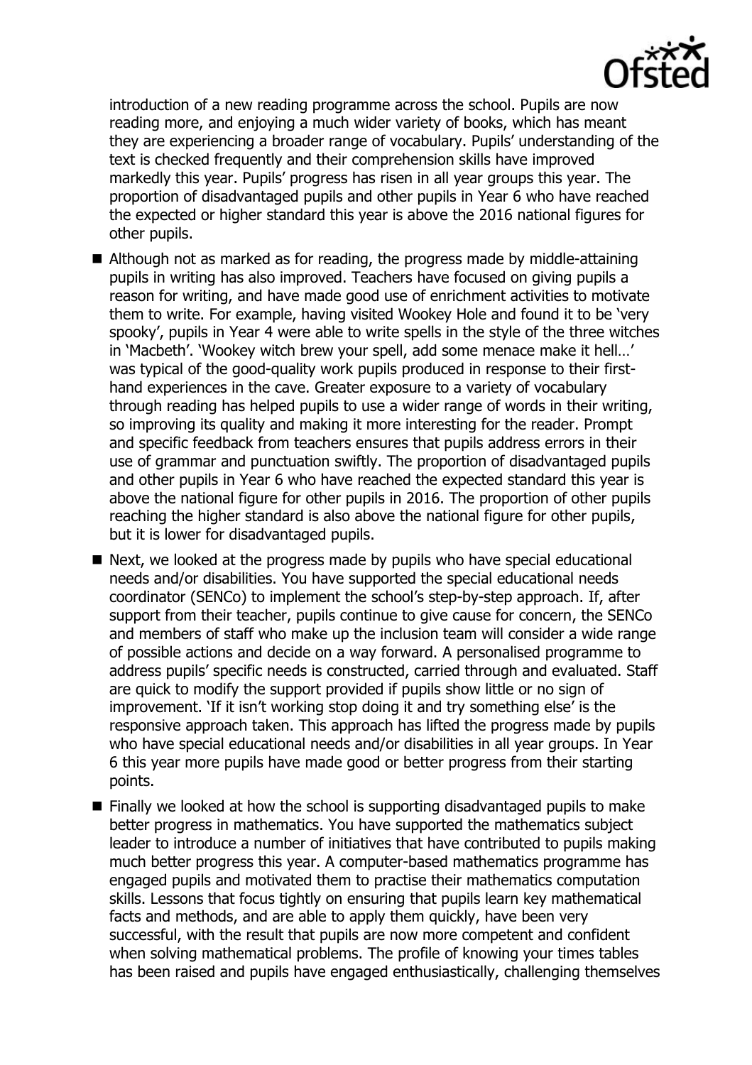introduction of a new reading programme across the school. Pupils are now reading more, and enjoying a much wider variety of books, which has meant they are experiencing a broader range of vocabulary. Pupils' understanding of the text is checked frequently and their comprehension skills have improved markedly this year. Pupils' progress has risen in all year groups this year. The proportion of disadvantaged pupils and other pupils in Year 6 who have reached the expected or higher standard this year is above the 2016 national figures for other pupils.

- Although not as marked as for reading, the progress made by middle-attaining pupils in writing has also improved. Teachers have focused on giving pupils a reason for writing, and have made good use of enrichment activities to motivate them to write. For example, having visited Wookey Hole and found it to be 'very spooky', pupils in Year 4 were able to write spells in the style of the three witches in 'Macbeth'. 'Wookey witch brew your spell, add some menace make it hell…' was typical of the good-quality work pupils produced in response to their first-hand experiences in the cave. Greater exposure to a variety of vocabulary through reading has helped pupils to use a wider range of words in their writing, so improving its quality and making it more interesting for the reader. Prompt and specific feedback from teachers ensures that pupils address errors in their use of grammar and punctuation swiftly. The proportion of disadvantaged pupils and other pupils in Year 6 who have reached the expected standard this year is above the national figure for other pupils in 2016. The proportion of other pupils reaching the higher standard is also above the national figure for other pupils, but it is lower for disadvantaged pupils.
- Next, we looked at the progress made by pupils who have special educational needs and/or disabilities. You have supported the special educational needs coordinator (SENCo) to implement the school's step-by-step approach. If, after support from their teacher, pupils continue to give cause for concern, the SENCo and members of staff who make up the inclusion team will consider a wide range of possible actions and decide on a way forward. A personalised programme to address pupils' specific needs is constructed, carried through and evaluated. Staff are quick to modify the support provided if pupils show little or no sign of improvement. 'If it isn't working stop doing it and try something else' is the responsive approach taken. This approach has lifted the progress made by pupils who have special educational needs and/or disabilities in all year groups. In Year 6 this year more pupils have made good or better progress from their starting points.
- Finally we looked at how the school is supporting disadvantaged pupils to make better progress in mathematics. You have supported the mathematics subject leader to introduce a number of initiatives that have contributed to pupils making much better progress this year. A computer-based mathematics programme has engaged pupils and motivated them to practise their mathematics computation skills. Lessons that focus tightly on ensuring that pupils learn key mathematical facts and methods, and are able to apply them quickly, have been very successful, with the result that pupils are now more competent and confident when solving mathematical problems. The profile of knowing your times tables has been raised and pupils have engaged enthusiastically, challenging themselves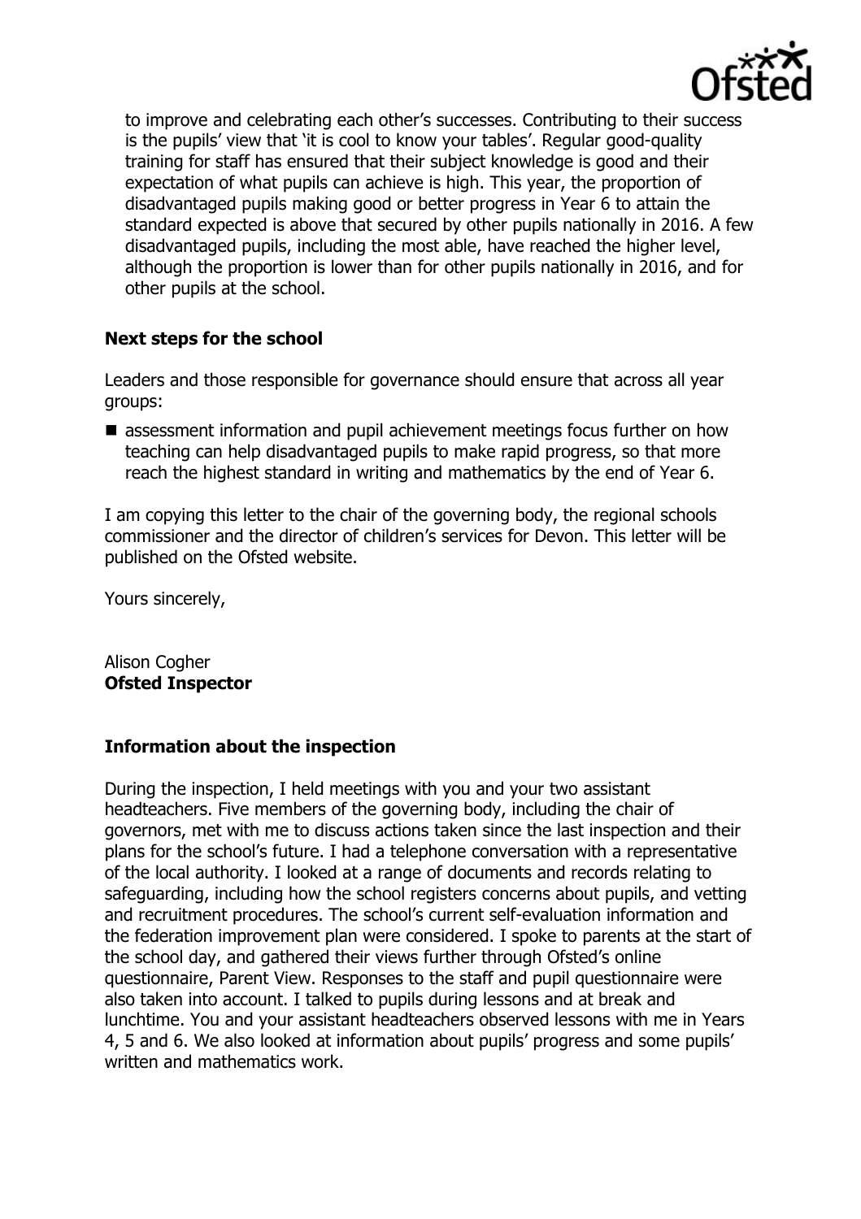to improve and celebrating each other's successes. Contributing to their success is the pupils' view that 'it is cool to know your tables'. Regular good-quality training for staff has ensured that their subject knowledge is good and their expectation of what pupils can achieve is high. This year, the proportion of disadvantaged pupils making good or better progress in Year 6 to attain the standard expected is above that secured by other pupils nationally in 2016. A few disadvantaged pupils, including the most able, have reached the higher level, although the proportion is lower than for other pupils nationally in 2016, and for other pupils at the school.

**Next steps for the school**

Leaders and those responsible for governance should ensure that across all year groups:

- assessment information and pupil achievement meetings focus further on how teaching can help disadvantaged pupils to make rapid progress, so that more reach the highest standard in writing and mathematics by the end of Year 6.

I am copying this letter to the chair of the governing body, the regional schools commissioner and the director of children's services for Devon. This letter will be published on the Ofsted website.

Yours sincerely,

Alison Cogher
**Ofsted Inspector**

**Information about the inspection**

During the inspection, I held meetings with you and your two assistant headteachers. Five members of the governing body, including the chair of governors, met with me to discuss actions taken since the last inspection and their plans for the school's future. I had a telephone conversation with a representative of the local authority. I looked at a range of documents and records relating to safeguarding, including how the school registers concerns about pupils, and vetting and recruitment procedures. The school's current self-evaluation information and the federation improvement plan were considered. I spoke to parents at the start of the school day, and gathered their views further through Ofsted's online questionnaire, Parent View. Responses to the staff and pupil questionnaire were also taken into account. I talked to pupils during lessons and at break and lunchtime. You and your assistant headteachers observed lessons with me in Years 4, 5 and 6. We also looked at information about pupils' progress and some pupils' written and mathematics work.